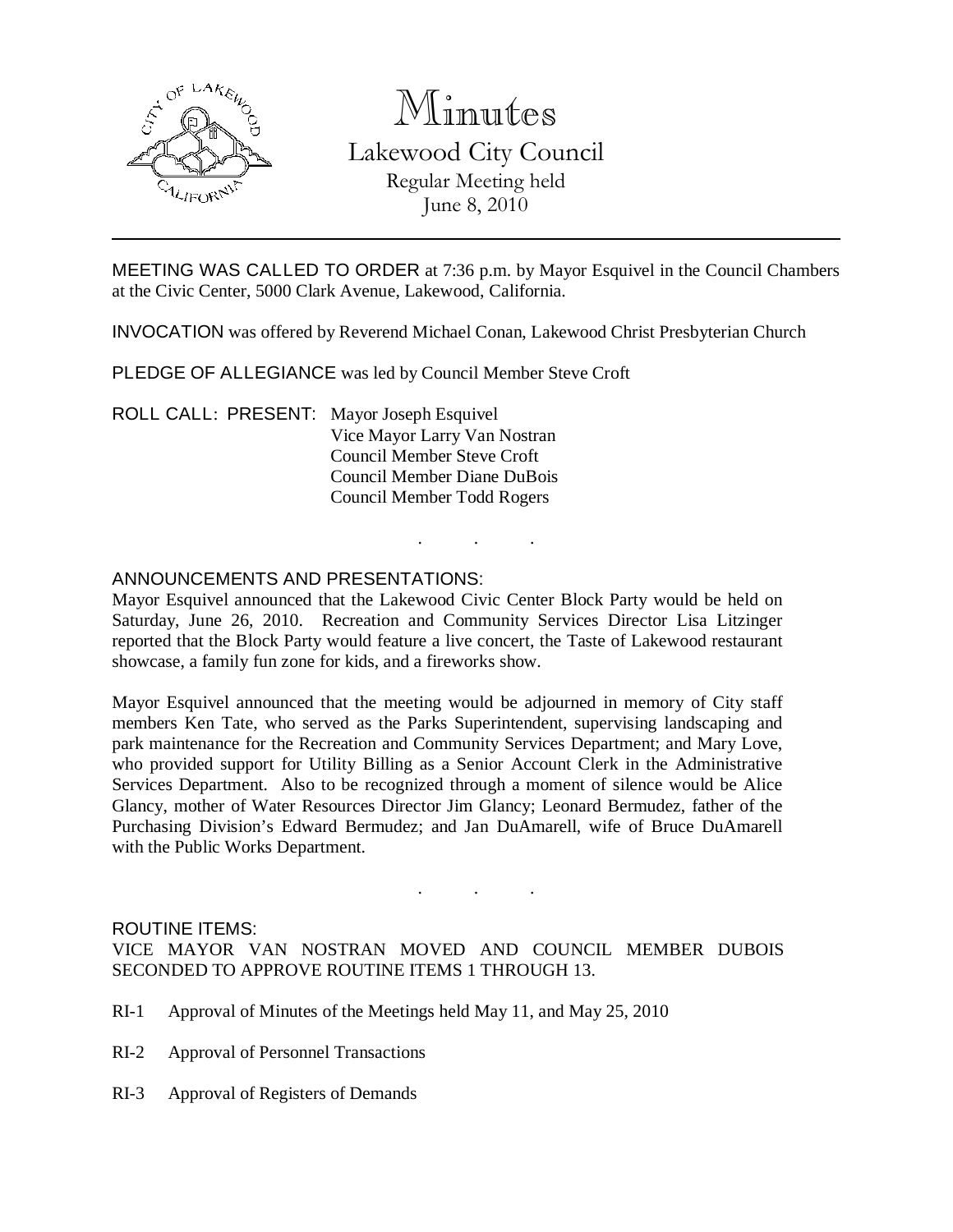# Minutes

## Lakewood City Council

Regular Meeting held
June 8, 2010

---

MEETING WAS CALLED TO ORDER at 7:36 p.m. by Mayor Esquivel in the Council Chambers at the Civic Center, 5000 Clark Avenue, Lakewood, California.

INVOCATION was offered by Reverend Michael Conan, Lakewood Christ Presbyterian Church

PLEDGE OF ALLEGIANCE was led by Council Member Steve Croft

ROLL CALL: PRESENT: Mayor Joseph Esquivel
Vice Mayor Larry Van Nostran
Council Member Steve Croft
Council Member Diane DuBois
Council Member Todd Rogers

. . .

ANNOUNCEMENTS AND PRESENTATIONS:

Mayor Esquivel announced that the Lakewood Civic Center Block Party would be held on Saturday, June 26, 2010. Recreation and Community Services Director Lisa Litzinger reported that the Block Party would feature a live concert, the Taste of Lakewood restaurant showcase, a family fun zone for kids, and a fireworks show.

Mayor Esquivel announced that the meeting would be adjourned in memory of City staff members Ken Tate, who served as the Parks Superintendent, supervising landscaping and park maintenance for the Recreation and Community Services Department; and Mary Love, who provided support for Utility Billing as a Senior Account Clerk in the Administrative Services Department. Also to be recognized through a moment of silence would be Alice Glancy, mother of Water Resources Director Jim Glancy; Leonard Bermudez, father of the Purchasing Division's Edward Bermudez; and Jan DuAmarell, wife of Bruce DuAmarell with the Public Works Department.

. . .

ROUTINE ITEMS:

VICE MAYOR VAN NOSTRAN MOVED AND COUNCIL MEMBER DUBOIS SECONDED TO APPROVE ROUTINE ITEMS 1 THROUGH 13.

RI-1 Approval of Minutes of the Meetings held May 11, and May 25, 2010

RI-2 Approval of Personnel Transactions

RI-3 Approval of Registers of Demands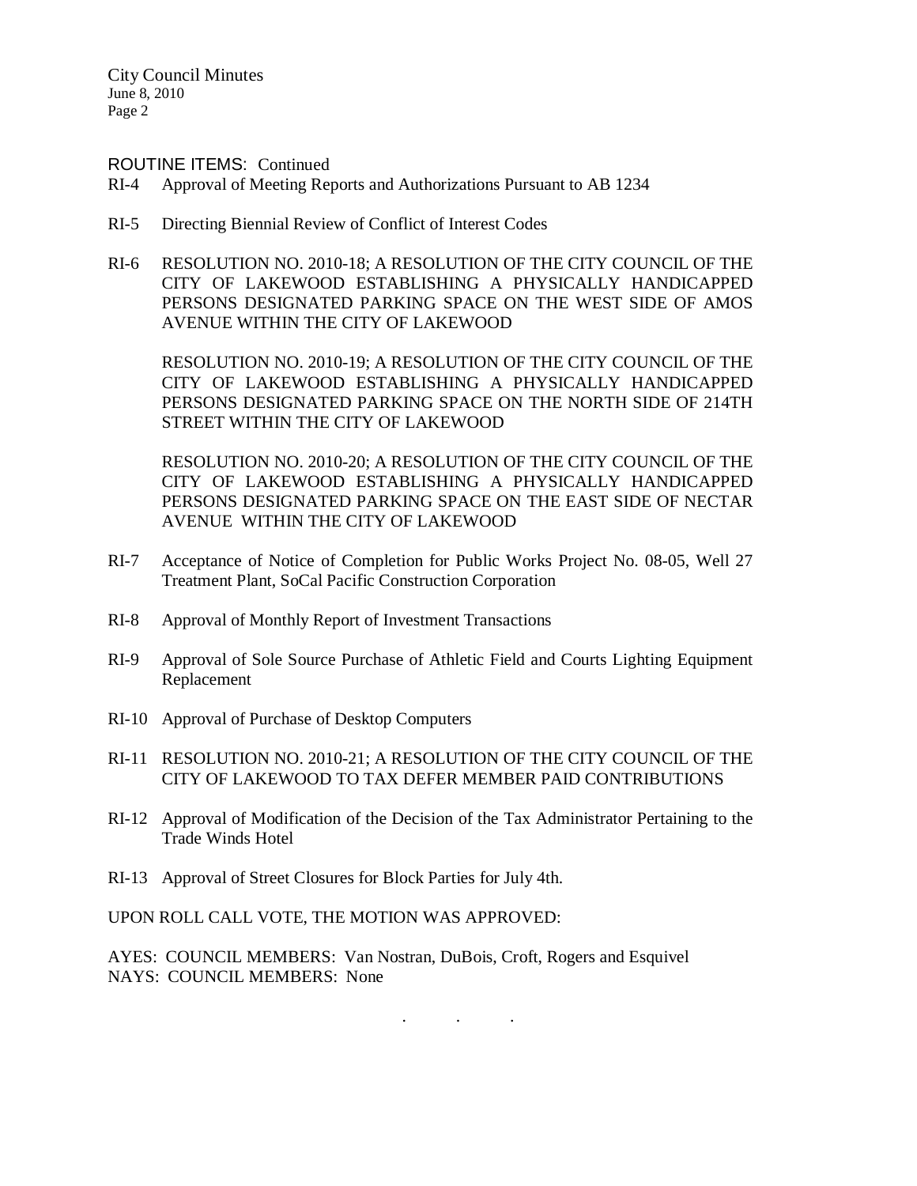ROUTINE ITEMS: Continued

RI-4 Approval of Meeting Reports and Authorizations Pursuant to AB 1234

RI-5 Directing Biennial Review of Conflict of Interest Codes

RI-6 RESOLUTION NO. 2010-18; A RESOLUTION OF THE CITY COUNCIL OF THE CITY OF LAKEWOOD ESTABLISHING A PHYSICALLY HANDICAPPED PERSONS DESIGNATED PARKING SPACE ON THE WEST SIDE OF AMOS AVENUE WITHIN THE CITY OF LAKEWOOD

RESOLUTION NO. 2010-19; A RESOLUTION OF THE CITY COUNCIL OF THE CITY OF LAKEWOOD ESTABLISHING A PHYSICALLY HANDICAPPED PERSONS DESIGNATED PARKING SPACE ON THE NORTH SIDE OF 214TH STREET WITHIN THE CITY OF LAKEWOOD

RESOLUTION NO. 2010-20; A RESOLUTION OF THE CITY COUNCIL OF THE CITY OF LAKEWOOD ESTABLISHING A PHYSICALLY HANDICAPPED PERSONS DESIGNATED PARKING SPACE ON THE EAST SIDE OF NECTAR AVENUE WITHIN THE CITY OF LAKEWOOD

RI-7 Acceptance of Notice of Completion for Public Works Project No. 08-05, Well 27 Treatment Plant, SoCal Pacific Construction Corporation

RI-8 Approval of Monthly Report of Investment Transactions

RI-9 Approval of Sole Source Purchase of Athletic Field and Courts Lighting Equipment Replacement

RI-10 Approval of Purchase of Desktop Computers

RI-11 RESOLUTION NO. 2010-21; A RESOLUTION OF THE CITY COUNCIL OF THE CITY OF LAKEWOOD TO TAX DEFER MEMBER PAID CONTRIBUTIONS

RI-12 Approval of Modification of the Decision of the Tax Administrator Pertaining to the Trade Winds Hotel

RI-13 Approval of Street Closures for Block Parties for July 4th.

UPON ROLL CALL VOTE, THE MOTION WAS APPROVED:

AYES: COUNCIL MEMBERS: Van Nostran, DuBois, Croft, Rogers and Esquivel
NAYS: COUNCIL MEMBERS: None

. . .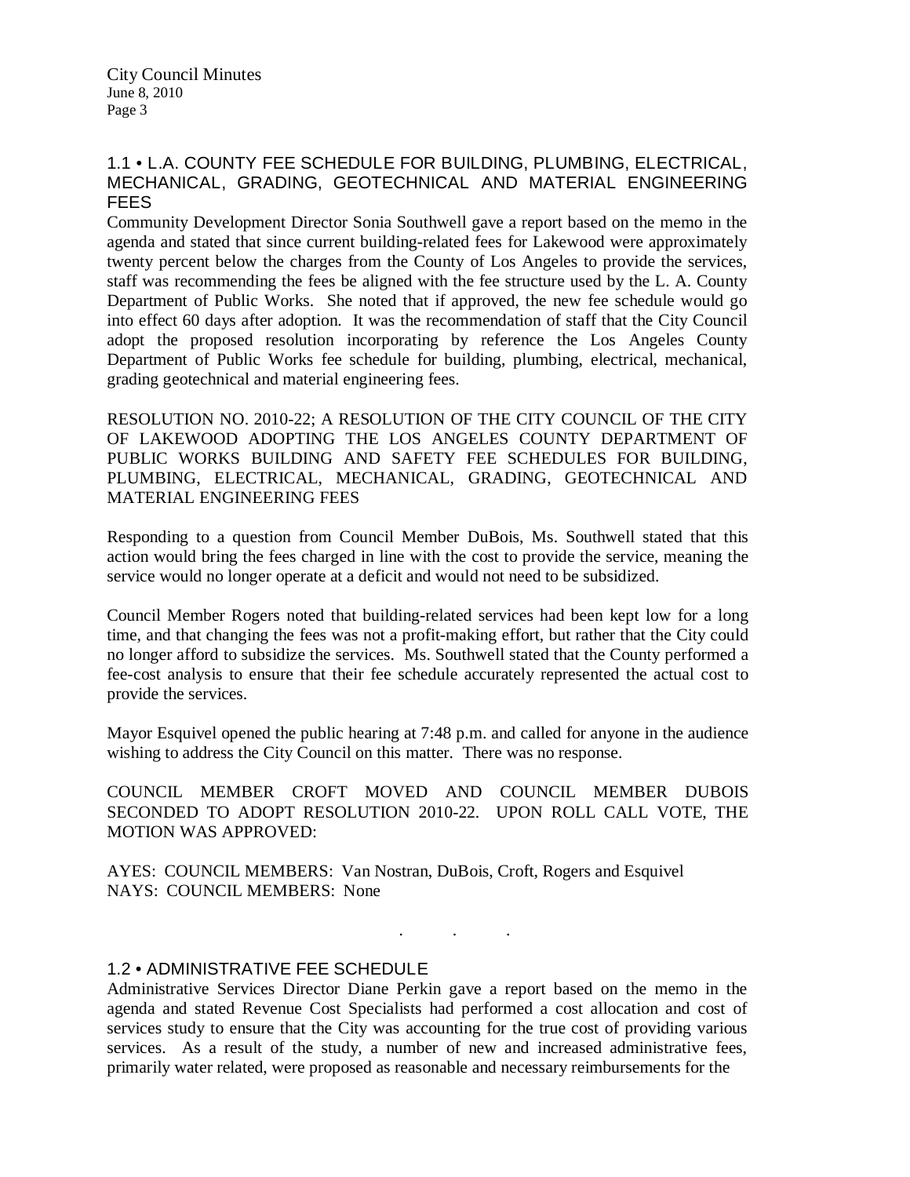## 1.1 • L.A. COUNTY FEE SCHEDULE FOR BUILDING, PLUMBING, ELECTRICAL, MECHANICAL, GRADING, GEOTECHNICAL AND MATERIAL ENGINEERING FEES

Community Development Director Sonia Southwell gave a report based on the memo in the agenda and stated that since current building-related fees for Lakewood were approximately twenty percent below the charges from the County of Los Angeles to provide the services, staff was recommending the fees be aligned with the fee structure used by the L. A. County Department of Public Works. She noted that if approved, the new fee schedule would go into effect 60 days after adoption. It was the recommendation of staff that the City Council adopt the proposed resolution incorporating by reference the Los Angeles County Department of Public Works fee schedule for building, plumbing, electrical, mechanical, grading geotechnical and material engineering fees.

RESOLUTION NO. 2010-22; A RESOLUTION OF THE CITY COUNCIL OF THE CITY OF LAKEWOOD ADOPTING THE LOS ANGELES COUNTY DEPARTMENT OF PUBLIC WORKS BUILDING AND SAFETY FEE SCHEDULES FOR BUILDING, PLUMBING, ELECTRICAL, MECHANICAL, GRADING, GEOTECHNICAL AND MATERIAL ENGINEERING FEES

Responding to a question from Council Member DuBois, Ms. Southwell stated that this action would bring the fees charged in line with the cost to provide the service, meaning the service would no longer operate at a deficit and would not need to be subsidized.

Council Member Rogers noted that building-related services had been kept low for a long time, and that changing the fees was not a profit-making effort, but rather that the City could no longer afford to subsidize the services. Ms. Southwell stated that the County performed a fee-cost analysis to ensure that their fee schedule accurately represented the actual cost to provide the services.

Mayor Esquivel opened the public hearing at 7:48 p.m. and called for anyone in the audience wishing to address the City Council on this matter. There was no response.

COUNCIL MEMBER CROFT MOVED AND COUNCIL MEMBER DUBOIS SECONDED TO ADOPT RESOLUTION 2010-22. UPON ROLL CALL VOTE, THE MOTION WAS APPROVED:

AYES: COUNCIL MEMBERS: Van Nostran, DuBois, Croft, Rogers and Esquivel
NAYS: COUNCIL MEMBERS: None

. . .

## 1.2 • ADMINISTRATIVE FEE SCHEDULE

Administrative Services Director Diane Perkin gave a report based on the memo in the agenda and stated Revenue Cost Specialists had performed a cost allocation and cost of services study to ensure that the City was accounting for the true cost of providing various services. As a result of the study, a number of new and increased administrative fees, primarily water related, were proposed as reasonable and necessary reimbursements for the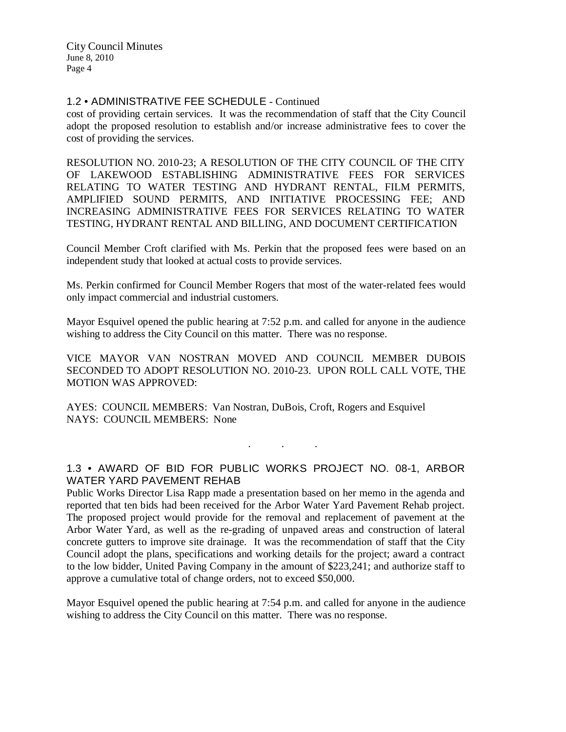## 1.2 • ADMINISTRATIVE FEE SCHEDULE - Continued

cost of providing certain services. It was the recommendation of staff that the City Council adopt the proposed resolution to establish and/or increase administrative fees to cover the cost of providing the services.

RESOLUTION NO. 2010-23; A RESOLUTION OF THE CITY COUNCIL OF THE CITY OF LAKEWOOD ESTABLISHING ADMINISTRATIVE FEES FOR SERVICES RELATING TO WATER TESTING AND HYDRANT RENTAL, FILM PERMITS, AMPLIFIED SOUND PERMITS, AND INITIATIVE PROCESSING FEE; AND INCREASING ADMINISTRATIVE FEES FOR SERVICES RELATING TO WATER TESTING, HYDRANT RENTAL AND BILLING, AND DOCUMENT CERTIFICATION

Council Member Croft clarified with Ms. Perkin that the proposed fees were based on an independent study that looked at actual costs to provide services.

Ms. Perkin confirmed for Council Member Rogers that most of the water-related fees would only impact commercial and industrial customers.

Mayor Esquivel opened the public hearing at 7:52 p.m. and called for anyone in the audience wishing to address the City Council on this matter. There was no response.

VICE MAYOR VAN NOSTRAN MOVED AND COUNCIL MEMBER DUBOIS SECONDED TO ADOPT RESOLUTION NO. 2010-23. UPON ROLL CALL VOTE, THE MOTION WAS APPROVED:

AYES: COUNCIL MEMBERS: Van Nostran, DuBois, Croft, Rogers and Esquivel
NAYS: COUNCIL MEMBERS: None

. . .

## 1.3 • AWARD OF BID FOR PUBLIC WORKS PROJECT NO. 08-1, ARBOR WATER YARD PAVEMENT REHAB

Public Works Director Lisa Rapp made a presentation based on her memo in the agenda and reported that ten bids had been received for the Arbor Water Yard Pavement Rehab project. The proposed project would provide for the removal and replacement of pavement at the Arbor Water Yard, as well as the re-grading of unpaved areas and construction of lateral concrete gutters to improve site drainage. It was the recommendation of staff that the City Council adopt the plans, specifications and working details for the project; award a contract to the low bidder, United Paving Company in the amount of $223,241; and authorize staff to approve a cumulative total of change orders, not to exceed $50,000.

Mayor Esquivel opened the public hearing at 7:54 p.m. and called for anyone in the audience wishing to address the City Council on this matter. There was no response.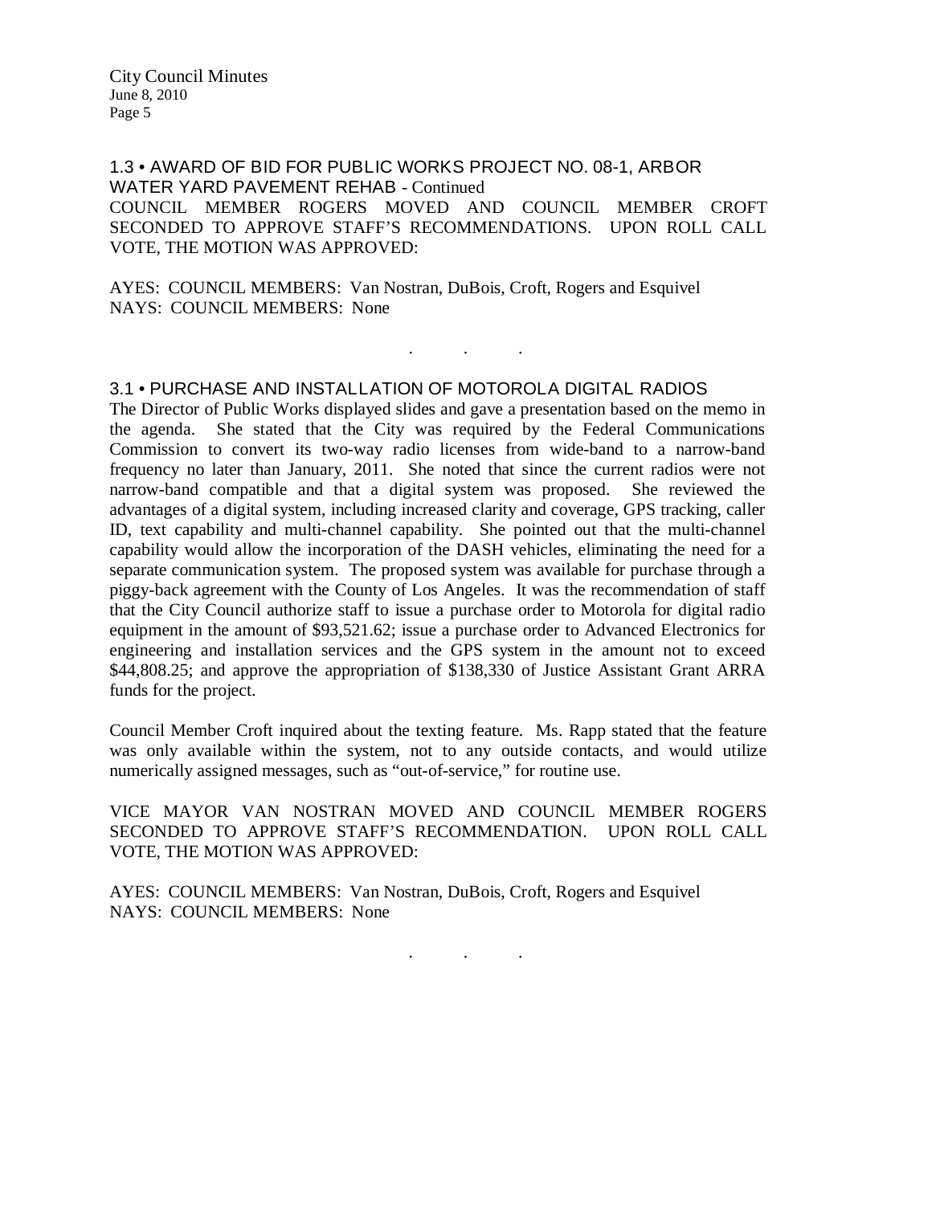## 1.3 • AWARD OF BID FOR PUBLIC WORKS PROJECT NO. 08-1, ARBOR WATER YARD PAVEMENT REHAB - Continued

COUNCIL MEMBER ROGERS MOVED AND COUNCIL MEMBER CROFT SECONDED TO APPROVE STAFF'S RECOMMENDATIONS. UPON ROLL CALL VOTE, THE MOTION WAS APPROVED:

AYES: COUNCIL MEMBERS: Van Nostran, DuBois, Croft, Rogers and Esquivel
NAYS: COUNCIL MEMBERS: None

. . .

## 3.1 • PURCHASE AND INSTALLATION OF MOTOROLA DIGITAL RADIOS

The Director of Public Works displayed slides and gave a presentation based on the memo in the agenda. She stated that the City was required by the Federal Communications Commission to convert its two-way radio licenses from wide-band to a narrow-band frequency no later than January, 2011. She noted that since the current radios were not narrow-band compatible and that a digital system was proposed. She reviewed the advantages of a digital system, including increased clarity and coverage, GPS tracking, caller ID, text capability and multi-channel capability. She pointed out that the multi-channel capability would allow the incorporation of the DASH vehicles, eliminating the need for a separate communication system. The proposed system was available for purchase through a piggy-back agreement with the County of Los Angeles. It was the recommendation of staff that the City Council authorize staff to issue a purchase order to Motorola for digital radio equipment in the amount of $93,521.62; issue a purchase order to Advanced Electronics for engineering and installation services and the GPS system in the amount not to exceed $44,808.25; and approve the appropriation of $138,330 of Justice Assistant Grant ARRA funds for the project.

Council Member Croft inquired about the texting feature. Ms. Rapp stated that the feature was only available within the system, not to any outside contacts, and would utilize numerically assigned messages, such as "out-of-service," for routine use.

VICE MAYOR VAN NOSTRAN MOVED AND COUNCIL MEMBER ROGERS SECONDED TO APPROVE STAFF'S RECOMMENDATION. UPON ROLL CALL VOTE, THE MOTION WAS APPROVED:

AYES: COUNCIL MEMBERS: Van Nostran, DuBois, Croft, Rogers and Esquivel
NAYS: COUNCIL MEMBERS: None

. . .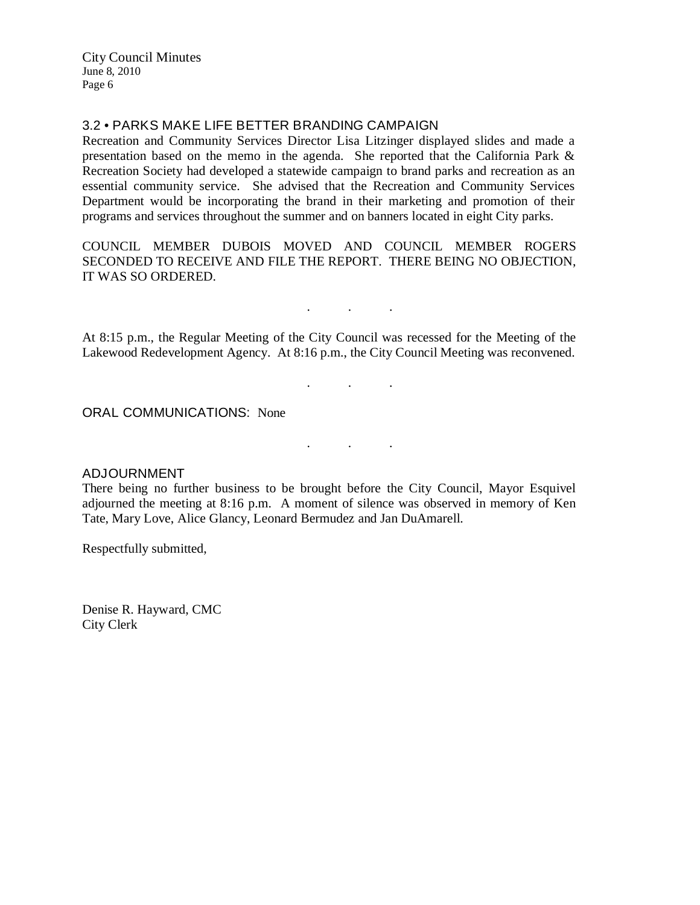### 3.2 • PARKS MAKE LIFE BETTER BRANDING CAMPAIGN

Recreation and Community Services Director Lisa Litzinger displayed slides and made a presentation based on the memo in the agenda. She reported that the California Park & Recreation Society had developed a statewide campaign to brand parks and recreation as an essential community service. She advised that the Recreation and Community Services Department would be incorporating the brand in their marketing and promotion of their programs and services throughout the summer and on banners located in eight City parks.

COUNCIL MEMBER DUBOIS MOVED AND COUNCIL MEMBER ROGERS SECONDED TO RECEIVE AND FILE THE REPORT. THERE BEING NO OBJECTION, IT WAS SO ORDERED.

. . .

At 8:15 p.m., the Regular Meeting of the City Council was recessed for the Meeting of the Lakewood Redevelopment Agency. At 8:16 p.m., the City Council Meeting was reconvened.

. . .

ORAL COMMUNICATIONS: None

. . .

### ADJOURNMENT

There being no further business to be brought before the City Council, Mayor Esquivel adjourned the meeting at 8:16 p.m. A moment of silence was observed in memory of Ken Tate, Mary Love, Alice Glancy, Leonard Bermudez and Jan DuAmarell.

Respectfully submitted,

Denise R. Hayward, CMC
City Clerk